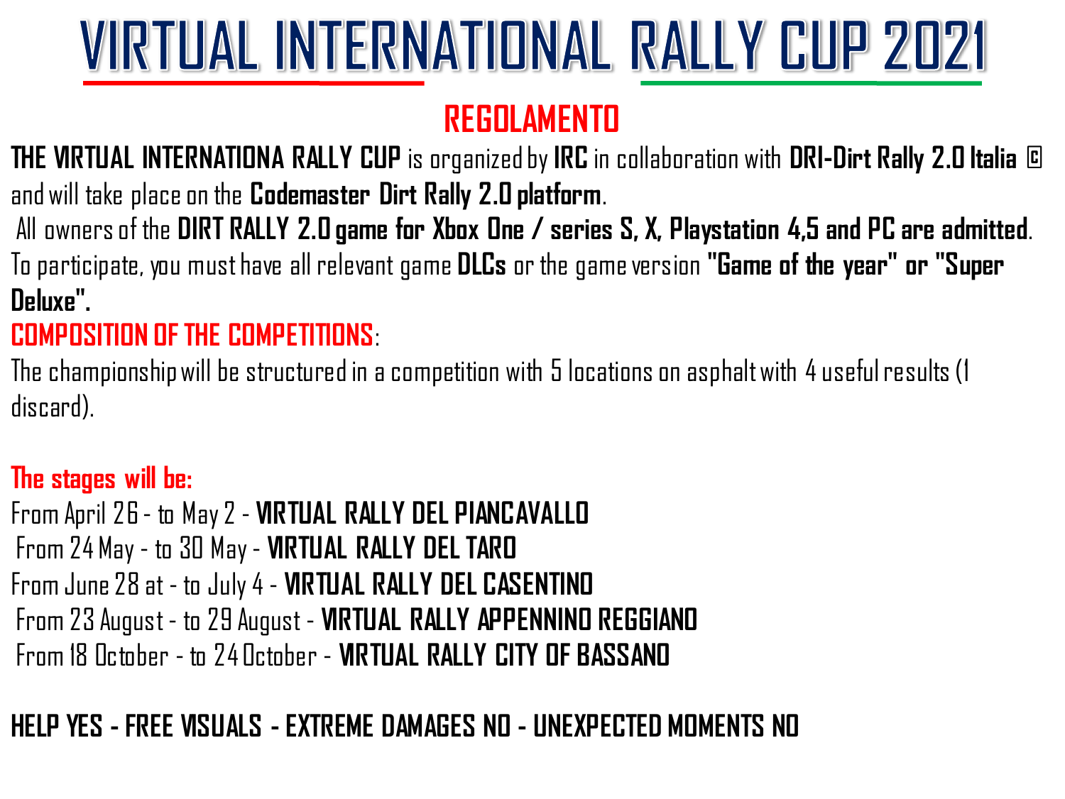# VIRTUAL INTERNATIONAL RALLY CUP 2021

## REGOLAMENTO

**THE VIRTUAL INTERNATIONA RALLY CUP** is organized by **IRC** in collaboration with **DRI-Dirt Rally 2.0 Italia ©** and will take place on the **Codemaster Dirt Rally 2.0 platform**.

All owners of the **DIRT RALLY 2.0 game for Xbox One / series S, X, Playstation 4,5 and PC are admitted**. To participate, you must have all relevant game **DLCs** or the game version **"Game of the year" or "Super Deluxe".**

**COMPOSITION OF THE COMPETITIONS**:

The championship will be structured in a competition with 5 locations on asphalt with 4 useful results (1 discard).

**The stages will be:**

From April 26 - to May 2 - **VIRTUAL RALLY DEL PIANCAVALLO**
From 24 May - to 30 May - **VIRTUAL RALLY DEL TARO**
From June 28 at - to July 4 - **VIRTUAL RALLY DEL CASENTINO**
From 23 August - to 29 August - **VIRTUAL RALLY APPENNINO REGGIANO**
From 18 October - to 24 October - **VIRTUAL RALLY CITY OF BASSANO**

**HELP YES - FREE VISUALS - EXTREME DAMAGES NO - UNEXPECTED MOMENTS NO**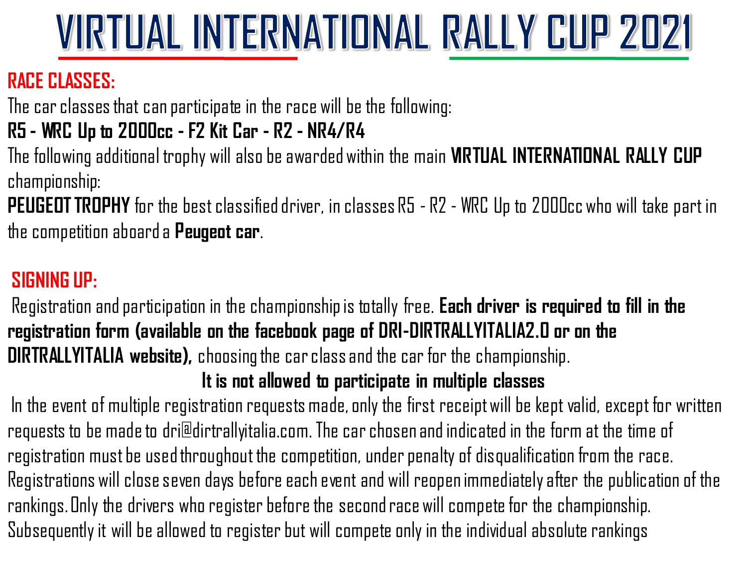# VIRTUAL INTERNATIONAL RALLY CUP 2021

## RACE CLASSES:

The car classes that can participate in the race will be the following:

**R5 - WRC Up to 2000cc - F2 Kit Car - R2 - NR4/R4**

The following additional trophy will also be awarded within the main **VIRTUAL INTERNATIONAL RALLY CUP** championship:

**PEUGEOT TROPHY** for the best classified driver, in classes R5 - R2 - WRC Up to 2000cc who will take part in the competition aboard a **Peugeot car**.

## SIGNING UP:

Registration and participation in the championship is totally free. **Each driver is required to fill in the registration form (available on the facebook page of DRI-DIRTRALLYITALIA2.0 or on the DIRTRALLYITALIA website),** choosing the car class and the car for the championship.

**It is not allowed to participate in multiple classes**

In the event of multiple registration requests made, only the first receipt will be kept valid, except for written requests to be made to dri@dirtrallyitalia.com. The car chosen and indicated in the form at the time of registration must be used throughout the competition, under penalty of disqualification from the race. Registrations will close seven days before each event and will reopen immediately after the publication of the rankings. Only the drivers who register before the second race will compete for the championship. Subsequently it will be allowed to register but will compete only in the individual absolute rankings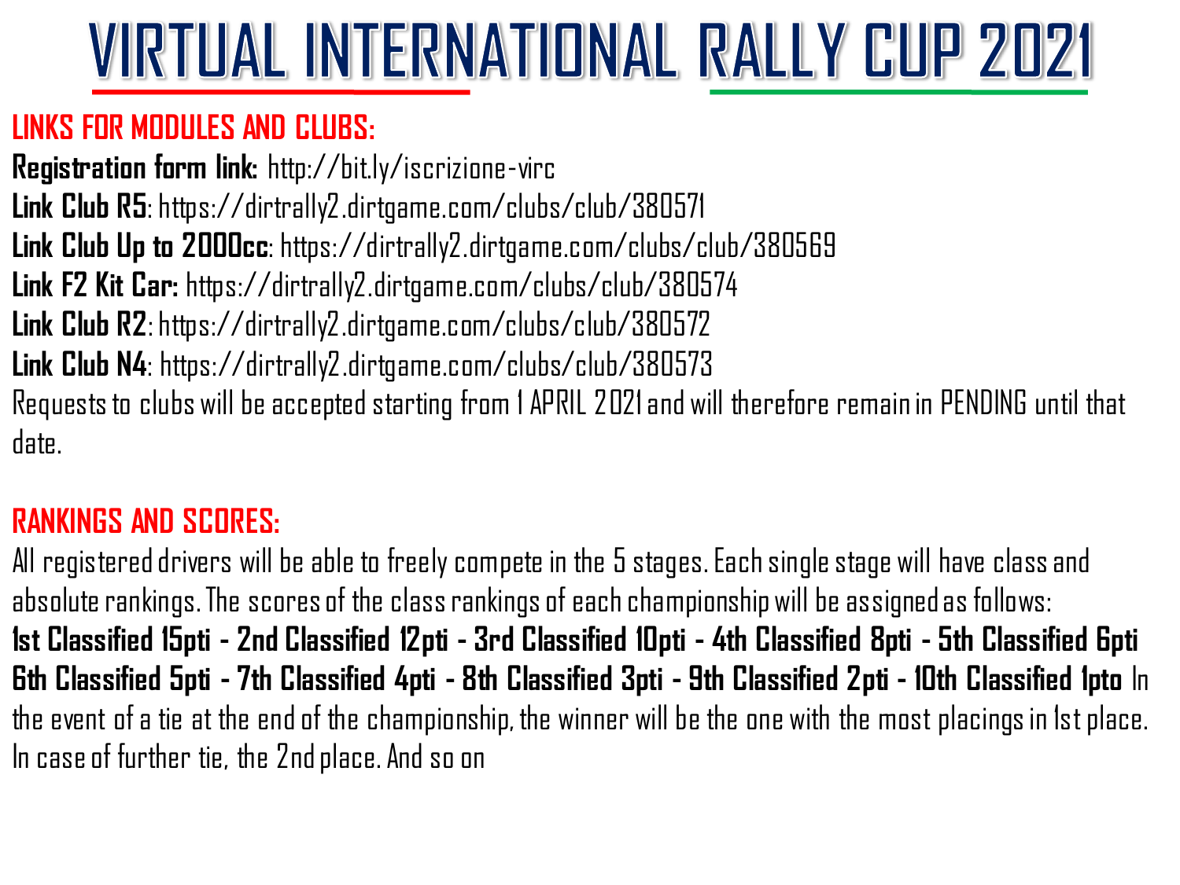# VIRTUAL INTERNATIONAL RALLY CUP 2021

## LINKS FOR MODULES AND CLUBS:

**Registration form link:** http://bit.ly/iscrizione-virc
**Link Club R5**: https://dirtrally2.dirtgame.com/clubs/club/380571
**Link Club Up to 2000cc**: https://dirtrally2.dirtgame.com/clubs/club/380569
**Link F2 Kit Car:** https://dirtrally2.dirtgame.com/clubs/club/380574
**Link Club R2**: https://dirtrally2.dirtgame.com/clubs/club/380572
**Link Club N4**: https://dirtrally2.dirtgame.com/clubs/club/380573
Requests to clubs will be accepted starting from 1 APRIL 2021 and will therefore remain in PENDING until that date.

## RANKINGS AND SCORES:

All registered drivers will be able to freely compete in the 5 stages. Each single stage will have class and absolute rankings. The scores of the class rankings of each championship will be assigned as follows:
**1st Classified 15pti - 2nd Classified 12pti - 3rd Classified 10pti - 4th Classified 8pti - 5th Classified 6pti 6th Classified 5pti - 7th Classified 4pti - 8th Classified 3pti - 9th Classified 2pti - 10th Classified 1pto** In the event of a tie at the end of the championship, the winner will be the one with the most placings in 1st place. In case of further tie, the 2nd place. And so on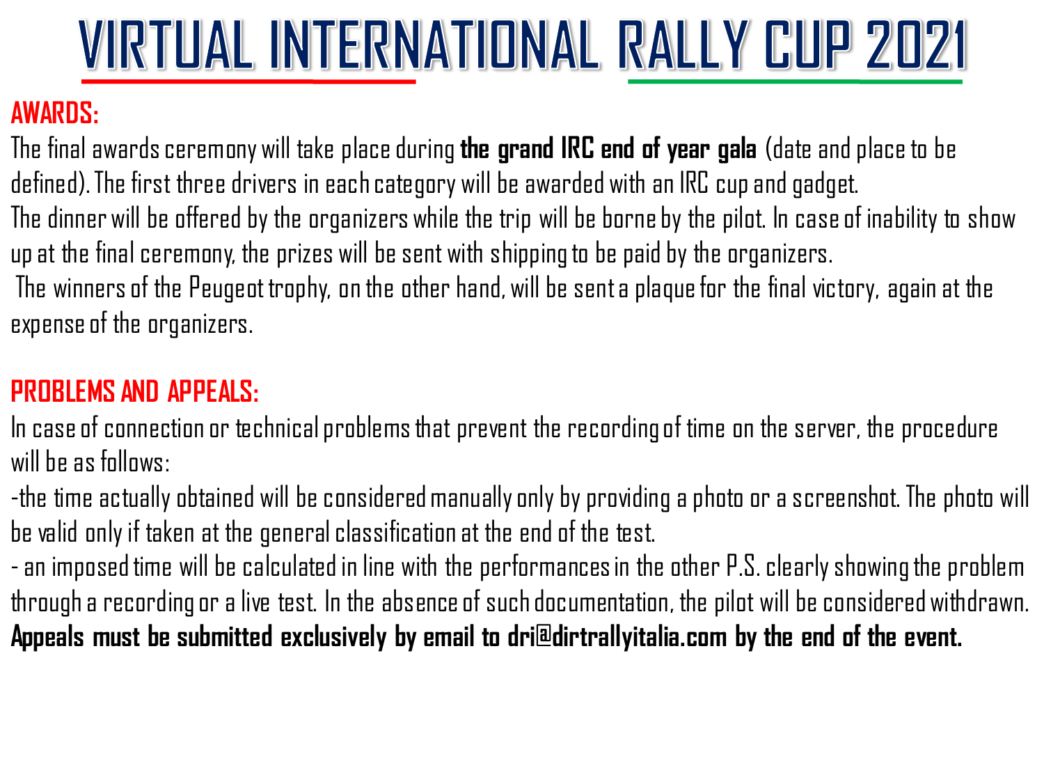# VIRTUAL INTERNATIONAL RALLY CUP 2021

## AWARDS:

The final awards ceremony will take place during **the grand IRC end of year gala** (date and place to be defined). The first three drivers in each category will be awarded with an IRC cup and gadget.
The dinner will be offered by the organizers while the trip will be borne by the pilot. In case of inability to show up at the final ceremony, the prizes will be sent with shipping to be paid by the organizers.
The winners of the Peugeot trophy, on the other hand, will be sent a plaque for the final victory, again at the expense of the organizers.

## PROBLEMS AND APPEALS:

In case of connection or technical problems that prevent the recording of time on the server, the procedure will be as follows:
-the time actually obtained will be considered manually only by providing a photo or a screenshot. The photo will be valid only if taken at the general classification at the end of the test.
- an imposed time will be calculated in line with the performances in the other P.S. clearly showing the problem through a recording or a live test. In the absence of such documentation, the pilot will be considered withdrawn.
**Appeals must be submitted exclusively by email to dri@dirtrallyitalia.com by the end of the event.**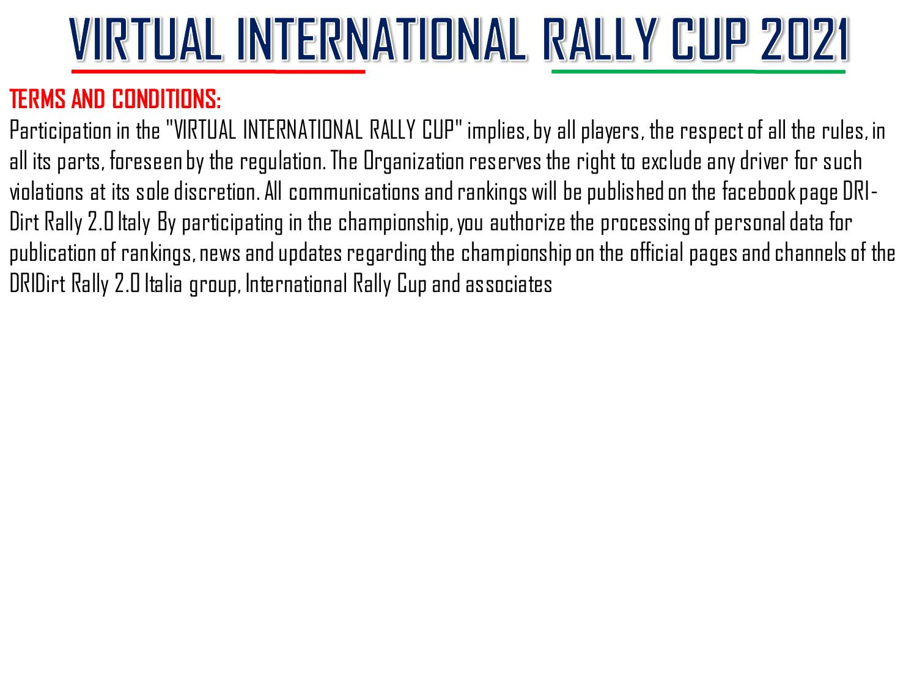# VIRTUAL INTERNATIONAL RALLY CUP 2021

## TERMS AND CONDITIONS:

Participation in the "VIRTUAL INTERNATIONAL RALLY CUP" implies, by all players, the respect of all the rules, in all its parts, foreseen by the regulation. The Organization reserves the right to exclude any driver for such violations at its sole discretion. All communications and rankings will be published on the facebook page DRI-Dirt Rally 2.0 Italy By participating in the championship, you authorize the processing of personal data for publication of rankings, news and updates regarding the championship on the official pages and channels of the DRIDirt Rally 2.0 Italia group, International Rally Cup and associates